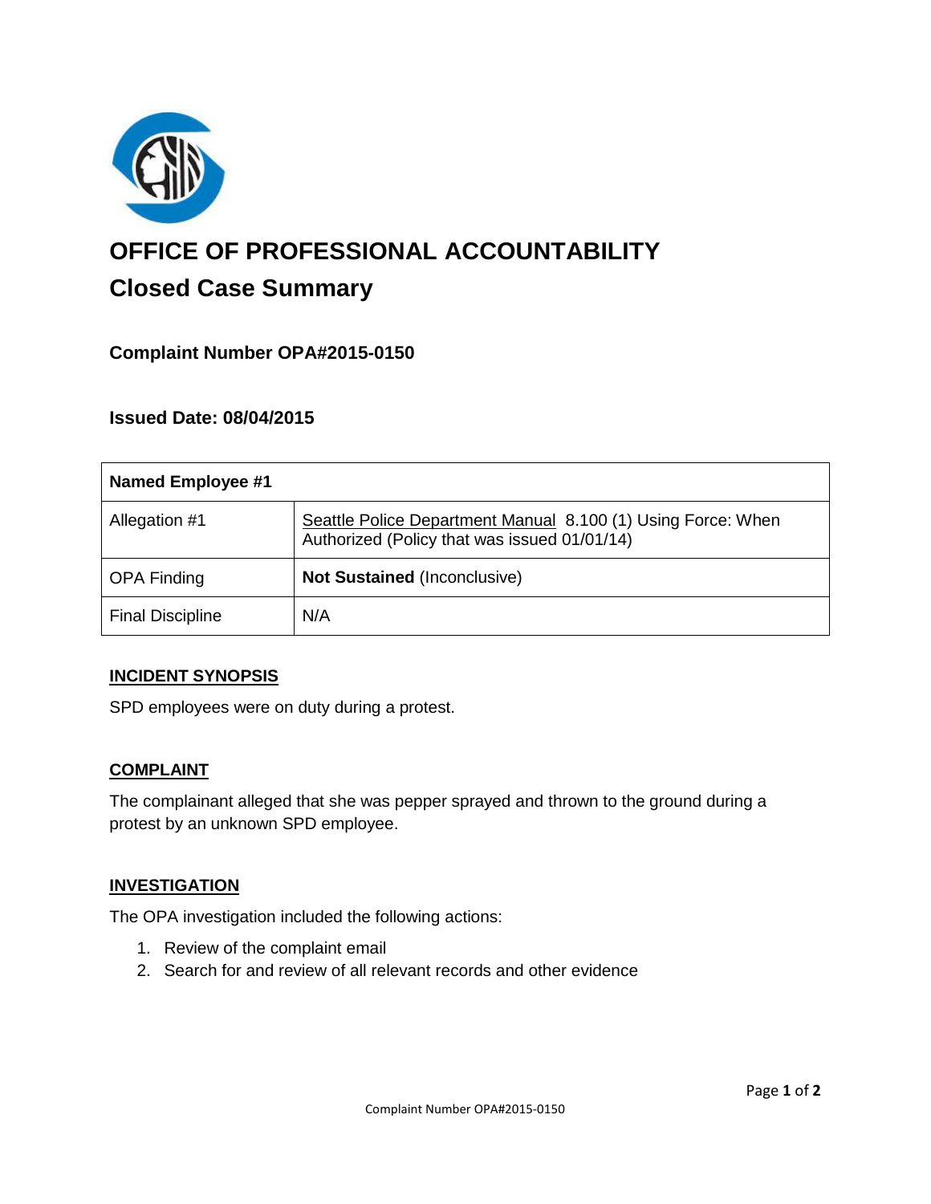# OFFICE OF PROFESSIONAL ACCOUNTABILITY

## Closed Case Summary

### Complaint Number OPA#2015-0150

### Issued Date: 08/04/2015

| Named Employee #1 | |
|---|---|
| Allegation #1 | Seattle Police Department Manual 8.100 (1) Using Force: When Authorized (Policy that was issued 01/01/14) |
| OPA Finding | **Not Sustained** (Inconclusive) |
| Final Discipline | N/A |

**INCIDENT SYNOPSIS**

SPD employees were on duty during a protest.

**COMPLAINT**

The complainant alleged that she was pepper sprayed and thrown to the ground during a protest by an unknown SPD employee.

**INVESTIGATION**

The OPA investigation included the following actions:

1. Review of the complaint email
2. Search for and review of all relevant records and other evidence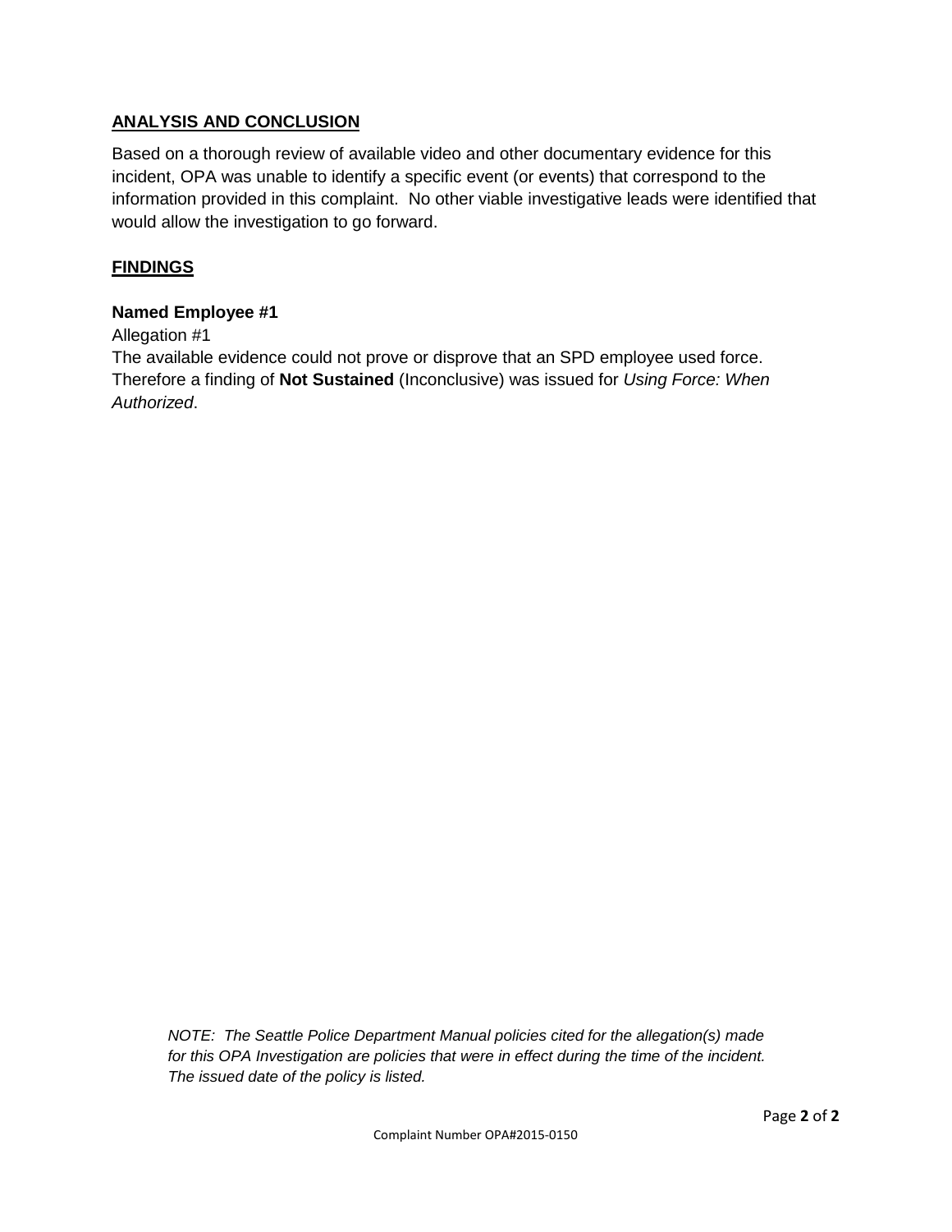## ANALYSIS AND CONCLUSION

Based on a thorough review of available video and other documentary evidence for this incident, OPA was unable to identify a specific event (or events) that correspond to the information provided in this complaint. No other viable investigative leads were identified that would allow the investigation to go forward.

## FINDINGS

**Named Employee #1**

Allegation #1

The available evidence could not prove or disprove that an SPD employee used force. Therefore a finding of **Not Sustained** (Inconclusive) was issued for *Using Force: When Authorized*.

*NOTE: The Seattle Police Department Manual policies cited for the allegation(s) made for this OPA Investigation are policies that were in effect during the time of the incident. The issued date of the policy is listed.*

Complaint Number OPA#2015-0150